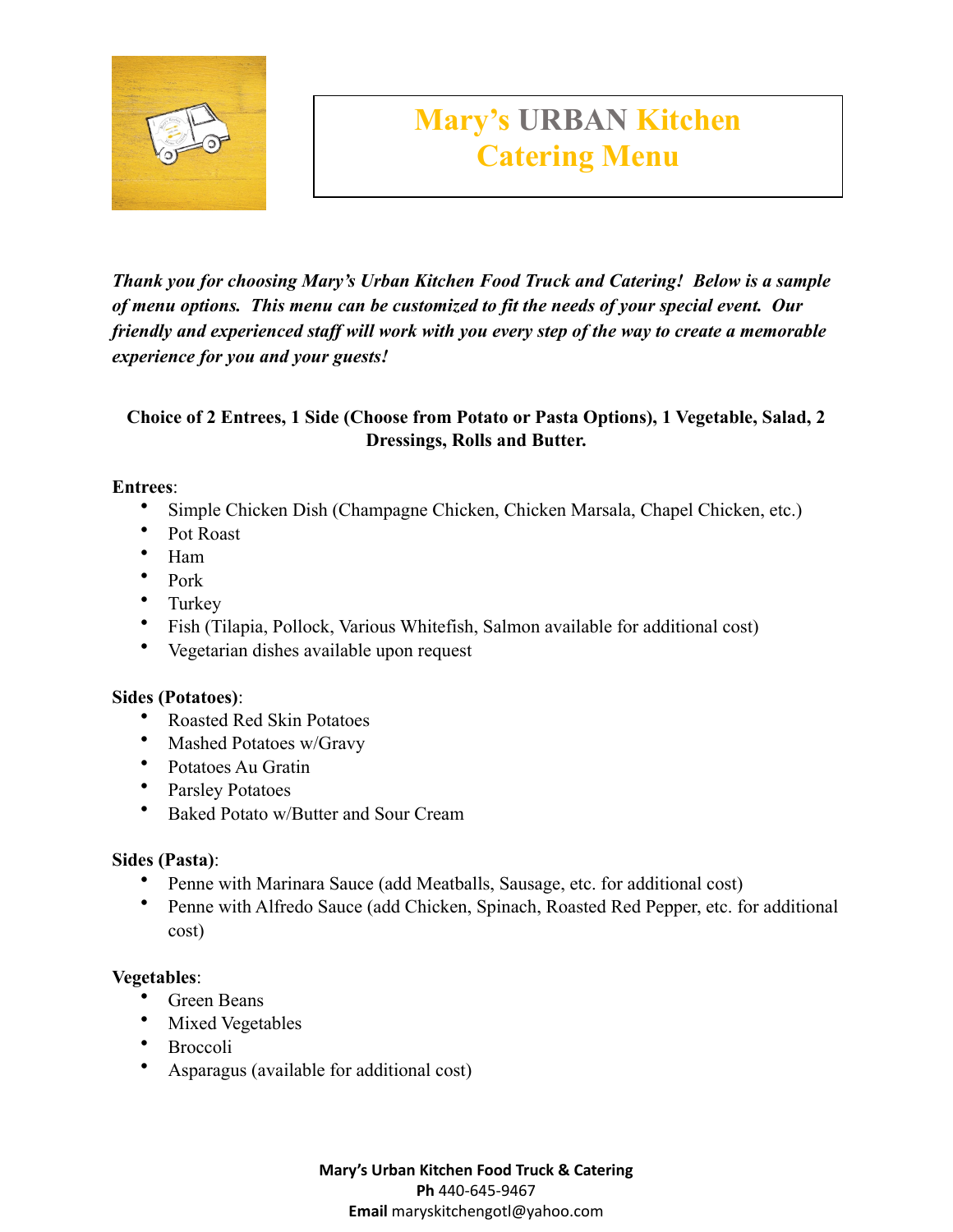# Mary's URBAN Kitchen Catering Menu

***Thank you for choosing Mary's Urban Kitchen Food Truck and Catering! Below is a sample of menu options. This menu can be customized to fit the needs of your special event. Our friendly and experienced staff will work with you every step of the way to create a memorable experience for you and your guests!***

**Choice of 2 Entrees, 1 Side (Choose from Potato or Pasta Options), 1 Vegetable, Salad, 2 Dressings, Rolls and Butter.**

**Entrees**:

- Simple Chicken Dish (Champagne Chicken, Chicken Marsala, Chapel Chicken, etc.)
- Pot Roast
- Ham
- Pork
- Turkey
- Fish (Tilapia, Pollock, Various Whitefish, Salmon available for additional cost)
- Vegetarian dishes available upon request

**Sides (Potatoes)**:

- Roasted Red Skin Potatoes
- Mashed Potatoes w/Gravy
- Potatoes Au Gratin
- Parsley Potatoes
- Baked Potato w/Butter and Sour Cream

**Sides (Pasta)**:

- Penne with Marinara Sauce (add Meatballs, Sausage, etc. for additional cost)
- Penne with Alfredo Sauce (add Chicken, Spinach, Roasted Red Pepper, etc. for additional cost)

**Vegetables**:

- Green Beans
- Mixed Vegetables
- Broccoli
- Asparagus (available for additional cost)

**Mary's Urban Kitchen Food Truck & Catering**
**Ph** 440-645-9467
**Email** maryskitchengotl@yahoo.com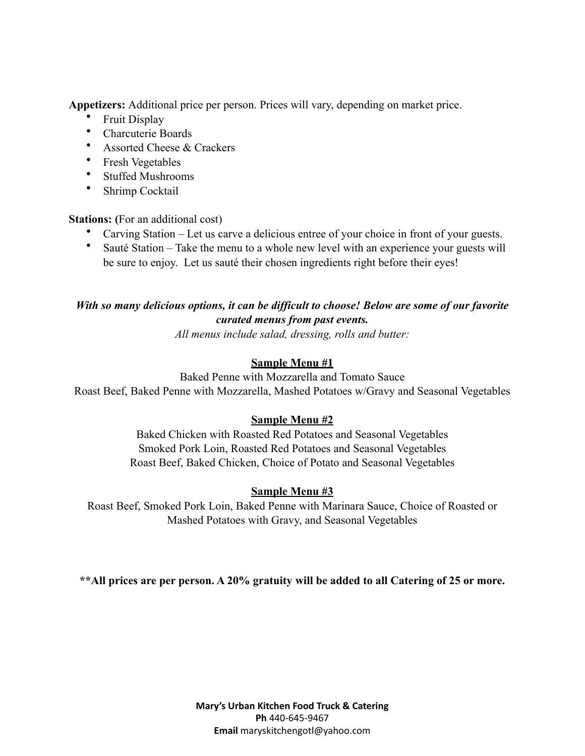**Appetizers:** Additional price per person. Prices will vary, depending on market price.

- Fruit Display
- Charcuterie Boards
- Assorted Cheese & Crackers
- Fresh Vegetables
- Stuffed Mushrooms
- Shrimp Cocktail

**Stations: (**For an additional cost)

- Carving Station – Let us carve a delicious entree of your choice in front of your guests.
- Sauté Station – Take the menu to a whole new level with an experience your guests will be sure to enjoy. Let us sauté their chosen ingredients right before their eyes!

***With so many delicious options, it can be difficult to choose! Below are some of our favorite curated menus from past events.***

*All menus include salad, dressing, rolls and butter:*

**Sample Menu #1**

Baked Penne with Mozzarella and Tomato Sauce
Roast Beef, Baked Penne with Mozzarella, Mashed Potatoes w/Gravy and Seasonal Vegetables

**Sample Menu #2**

Baked Chicken with Roasted Red Potatoes and Seasonal Vegetables
Smoked Pork Loin, Roasted Red Potatoes and Seasonal Vegetables
Roast Beef, Baked Chicken, Choice of Potato and Seasonal Vegetables

**Sample Menu #3**

Roast Beef, Smoked Pork Loin, Baked Penne with Marinara Sauce, Choice of Roasted or Mashed Potatoes with Gravy, and Seasonal Vegetables

**\*\*All prices are per person. A 20% gratuity will be added to all Catering of 25 or more.**

**Mary's Urban Kitchen Food Truck & Catering**
**Ph** 440-645-9467
**Email** maryskitchengotl@yahoo.com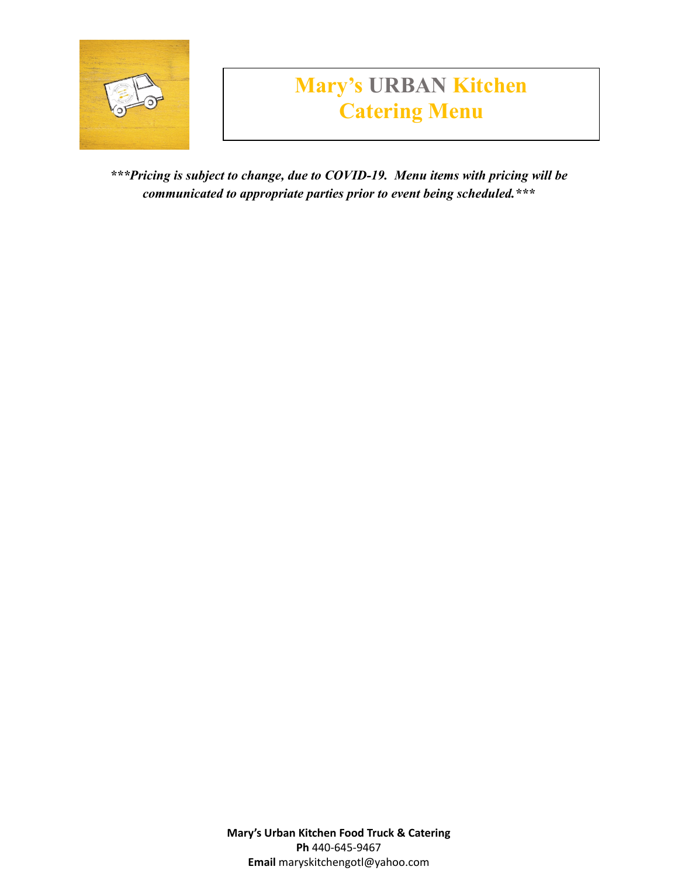# Mary's URBAN Kitchen Catering Menu

***\*\*\*Pricing is subject to change, due to COVID-19. Menu items with pricing will be communicated to appropriate parties prior to event being scheduled.\*\*\****

**Mary's Urban Kitchen Food Truck & Catering**
**Ph** 440-645-9467
**Email** maryskitchengotl@yahoo.com